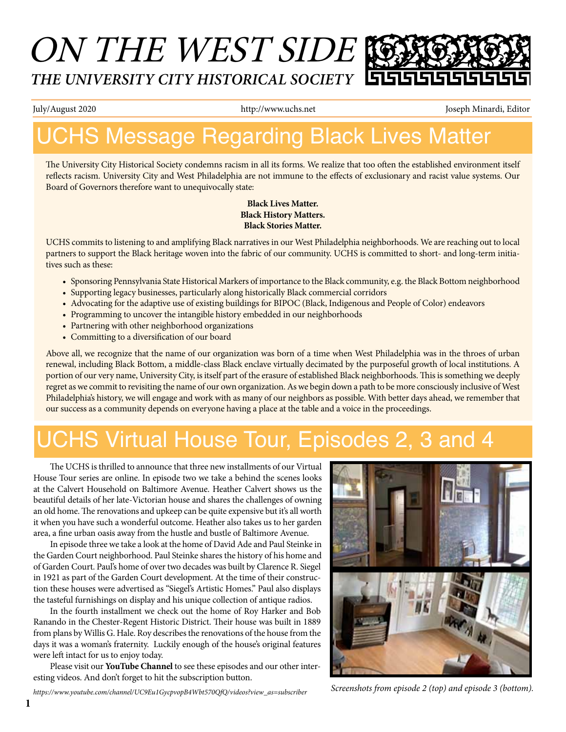# ON THE WEST SIDE

## *THE UNIVERSITY CITY HISTORICAL SOCIETY*

July/August 2020 — http://www.uchs.net — Joseph Minardi, Editor

## UCHS Message Regarding Black Lives Matter

The University City Historical Society condemns racism in all its forms. We realize that too often the established environment itself reflects racism. University City and West Philadelphia are not immune to the effects of exclusionary and racist value systems. Our Board of Governors therefore want to unequivocally state:

**Black Lives Matter.**
**Black History Matters.**
**Black Stories Matter.**

UCHS commits to listening to and amplifying Black narratives in our West Philadelphia neighborhoods. We are reaching out to local partners to support the Black heritage woven into the fabric of our community. UCHS is committed to short- and long-term initiatives such as these:

- Sponsoring Pennsylvania State Historical Markers of importance to the Black community, e.g. the Black Bottom neighborhood
- Supporting legacy businesses, particularly along historically Black commercial corridors
- Advocating for the adaptive use of existing buildings for BIPOC (Black, Indigenous and People of Color) endeavors
- Programming to uncover the intangible history embedded in our neighborhoods
- Partnering with other neighborhood organizations
- Committing to a diversification of our board

Above all, we recognize that the name of our organization was born of a time when West Philadelphia was in the throes of urban renewal, including Black Bottom, a middle-class Black enclave virtually decimated by the purposeful growth of local institutions. A portion of our very name, University City, is itself part of the erasure of established Black neighborhoods. This is something we deeply regret as we commit to revisiting the name of our own organization. As we begin down a path to be more consciously inclusive of West Philadelphia's history, we will engage and work with as many of our neighbors as possible. With better days ahead, we remember that our success as a community depends on everyone having a place at the table and a voice in the proceedings.

## UCHS Virtual House Tour, Episodes 2, 3 and 4

The UCHS is thrilled to announce that three new installments of our Virtual House Tour series are online. In episode two we take a behind the scenes looks at the Calvert Household on Baltimore Avenue. Heather Calvert shows us the beautiful details of her late-Victorian house and shares the challenges of owning an old home. The renovations and upkeep can be quite expensive but it's all worth it when you have such a wonderful outcome. Heather also takes us to her garden area, a fine urban oasis away from the hustle and bustle of Baltimore Avenue.

In episode three we take a look at the home of David Ade and Paul Steinke in the Garden Court neighborhood. Paul Steinke shares the history of his home and of Garden Court. Paul's home of over two decades was built by Clarence R. Siegel in 1921 as part of the Garden Court development. At the time of their construction these houses were advertised as "Siegel's Artistic Homes." Paul also displays the tasteful furnishings on display and his unique collection of antique radios.

In the fourth installment we check out the home of Roy Harker and Bob Ranando in the Chester-Regent Historic District. Their house was built in 1889 from plans by Willis G. Hale. Roy describes the renovations of the house from the days it was a woman's fraternity. Luckily enough of the house's original features were left intact for us to enjoy today.

Please visit our **YouTube Channel** to see these episodes and our other interesting videos. And don't forget to hit the subscription button.

*https://www.youtube.com/channel/UC9Eu1GycpvopB4Wbt570QfQ/videos?view_as=subscriber*

*Screenshots from episode 2 (top) and episode 3 (bottom).*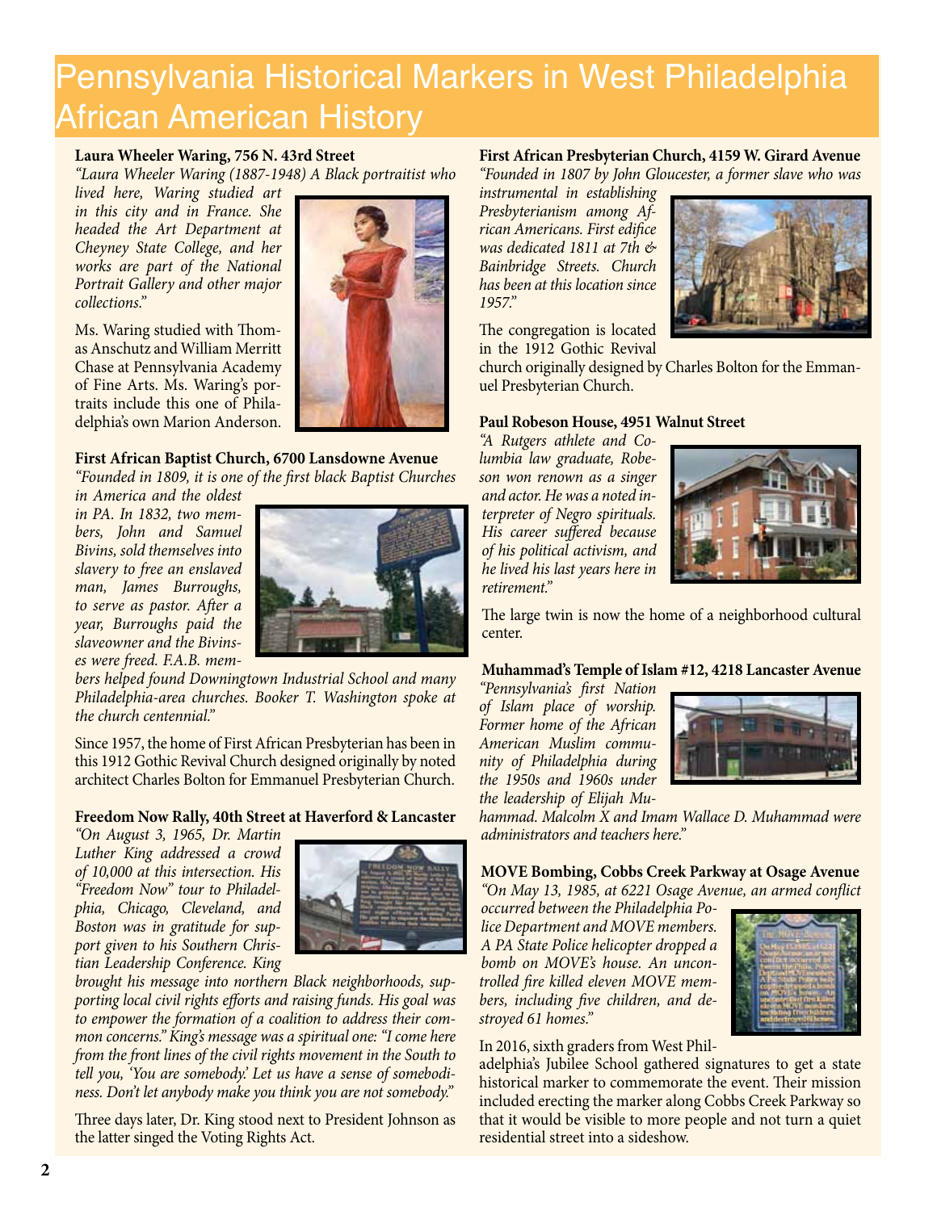# Pennsylvania Historical Markers in West Philadelphia African American History

**Laura Wheeler Waring, 756 N. 43rd Street**

*"Laura Wheeler Waring (1887-1948) A Black portraitist who lived here, Waring studied art in this city and in France. She headed the Art Department at Cheyney State College, and her works are part of the National Portrait Gallery and other major collections."*

Ms. Waring studied with Thomas Anschutz and William Merritt Chase at Pennsylvania Academy of Fine Arts. Ms. Waring's portraits include this one of Philadelphia's own Marion Anderson.

**First African Baptist Church, 6700 Lansdowne Avenue**

*"Founded in 1809, it is one of the first black Baptist Churches in America and the oldest in PA. In 1832, two members, John and Samuel Bivins, sold themselves into slavery to free an enslaved man, James Burroughs, to serve as pastor. After a year, Burroughs paid the slaveowner and the Bivinses were freed. F.A.B. members helped found Downingtown Industrial School and many Philadelphia-area churches. Booker T. Washington spoke at the church centennial."*

Since 1957, the home of First African Presbyterian has been in this 1912 Gothic Revival Church designed originally by noted architect Charles Bolton for Emmanuel Presbyterian Church.

**Freedom Now Rally, 40th Street at Haverford & Lancaster**

*"On August 3, 1965, Dr. Martin Luther King addressed a crowd of 10,000 at this intersection. His "Freedom Now" tour to Philadelphia, Chicago, Cleveland, and Boston was in gratitude for support given to his Southern Christian Leadership Conference. King brought his message into northern Black neighborhoods, supporting local civil rights efforts and raising funds. His goal was to empower the formation of a coalition to address their common concerns." King's message was a spiritual one: "I come here from the front lines of the civil rights movement in the South to tell you, 'You are somebody.' Let us have a sense of somebodiness. Don't let anybody make you think you are not somebody."*

Three days later, Dr. King stood next to President Johnson as the latter singed the Voting Rights Act.

**First African Presbyterian Church, 4159 W. Girard Avenue**

*"Founded in 1807 by John Gloucester, a former slave who was instrumental in establishing Presbyterianism among African Americans. First edifice was dedicated 1811 at 7th & Bainbridge Streets. Church has been at this location since 1957."*

The congregation is located in the 1912 Gothic Revival church originally designed by Charles Bolton for the Emmanuel Presbyterian Church.

**Paul Robeson House, 4951 Walnut Street**

*"A Rutgers athlete and Columbia law graduate, Robeson won renown as a singer and actor. He was a noted interpreter of Negro spirituals. His career suffered because of his political activism, and he lived his last years here in retirement."*

The large twin is now the home of a neighborhood cultural center.

**Muhammad's Temple of Islam #12, 4218 Lancaster Avenue**

*"Pennsylvania's first Nation of Islam place of worship. Former home of the African American Muslim community of Philadelphia during the 1950s and 1960s under the leadership of Elijah Muhammad. Malcolm X and Imam Wallace D. Muhammad were administrators and teachers here."*

**MOVE Bombing, Cobbs Creek Parkway at Osage Avenue**

*"On May 13, 1985, at 6221 Osage Avenue, an armed conflict occurred between the Philadelphia Police Department and MOVE members. A PA State Police helicopter dropped a bomb on MOVE's house. An uncontrolled fire killed eleven MOVE members, including five children, and destroyed 61 homes."*

In 2016, sixth graders from West Philadelphia's Jubilee School gathered signatures to get a state historical marker to commemorate the event. Their mission included erecting the marker along Cobbs Creek Parkway so that it would be visible to more people and not turn a quiet residential street into a sideshow.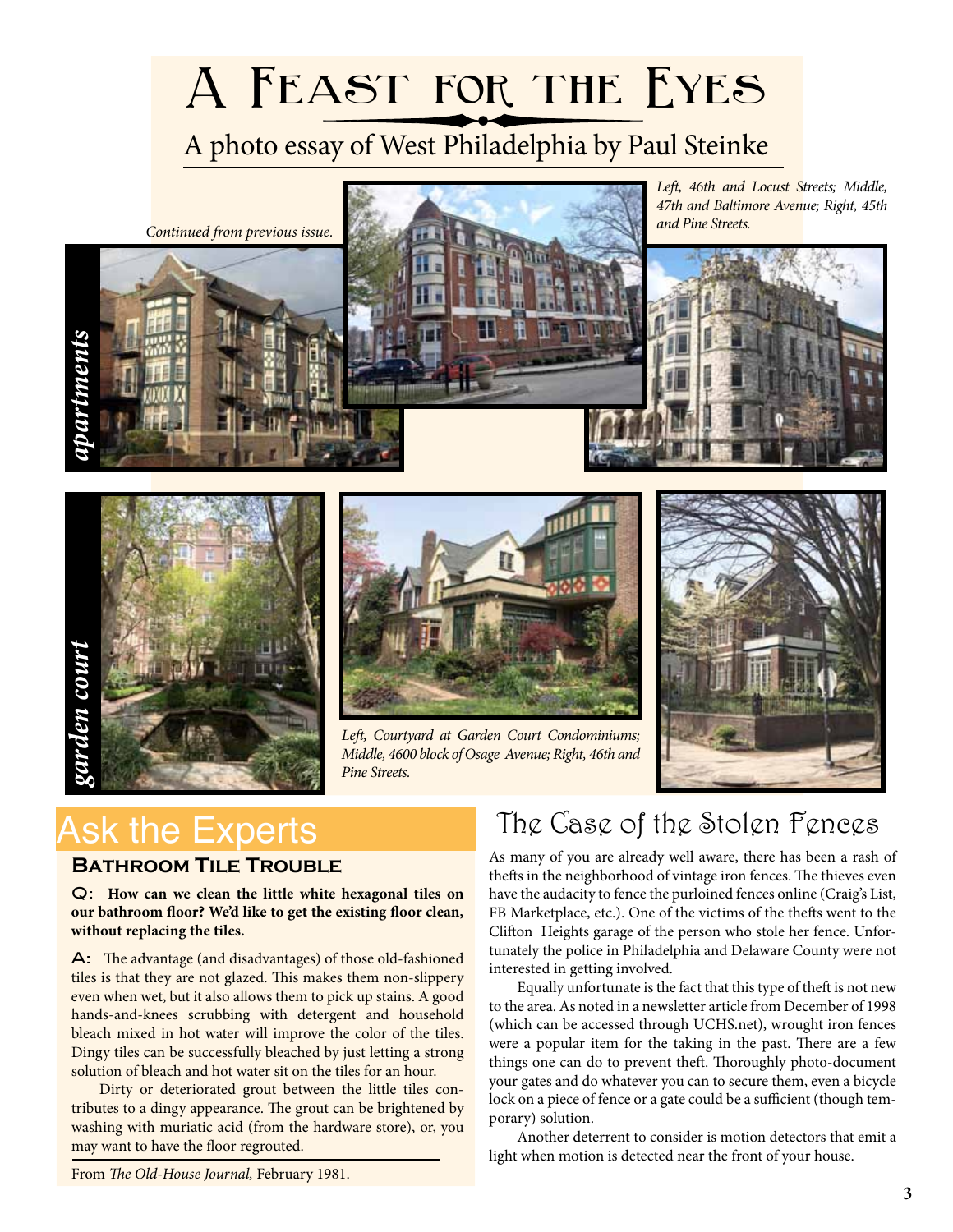# A Feast for the Eyes

## A photo essay of West Philadelphia by Paul Steinke

*Continued from previous issue.*

*apartments*

*Left, 46th and Locust Streets; Middle, 47th and Baltimore Avenue; Right, 45th and Pine Streets.*

*garden court*

*Left, Courtyard at Garden Court Condominiums; Middle, 4600 block of Osage Avenue; Right, 46th and Pine Streets.*

## Ask the Experts

### Bathroom Tile Trouble

**Q: How can we clean the little white hexagonal tiles on our bathroom floor? We'd like to get the existing floor clean, without replacing the tiles.**

**A:** The advantage (and disadvantages) of those old-fashioned tiles is that they are not glazed. This makes them non-slippery even when wet, but it also allows them to pick up stains. A good hands-and-knees scrubbing with detergent and household bleach mixed in hot water will improve the color of the tiles. Dingy tiles can be successfully bleached by just letting a strong solution of bleach and hot water sit on the tiles for an hour.

Dirty or deteriorated grout between the little tiles contributes to a dingy appearance. The grout can be brightened by washing with muriatic acid (from the hardware store), or, you may want to have the floor regrouted.

From *The Old-House Journal,* February 1981.

## The Case of the Stolen Fences

As many of you are already well aware, there has been a rash of thefts in the neighborhood of vintage iron fences. The thieves even have the audacity to fence the purloined fences online (Craig's List, FB Marketplace, etc.). One of the victims of the thefts went to the Clifton Heights garage of the person who stole her fence. Unfortunately the police in Philadelphia and Delaware County were not interested in getting involved.

Equally unfortunate is the fact that this type of theft is not new to the area. As noted in a newsletter article from December of 1998 (which can be accessed through UCHS.net), wrought iron fences were a popular item for the taking in the past. There are a few things one can do to prevent theft. Thoroughly photo-document your gates and do whatever you can to secure them, even a bicycle lock on a piece of fence or a gate could be a sufficient (though temporary) solution.

Another deterrent to consider is motion detectors that emit a light when motion is detected near the front of your house.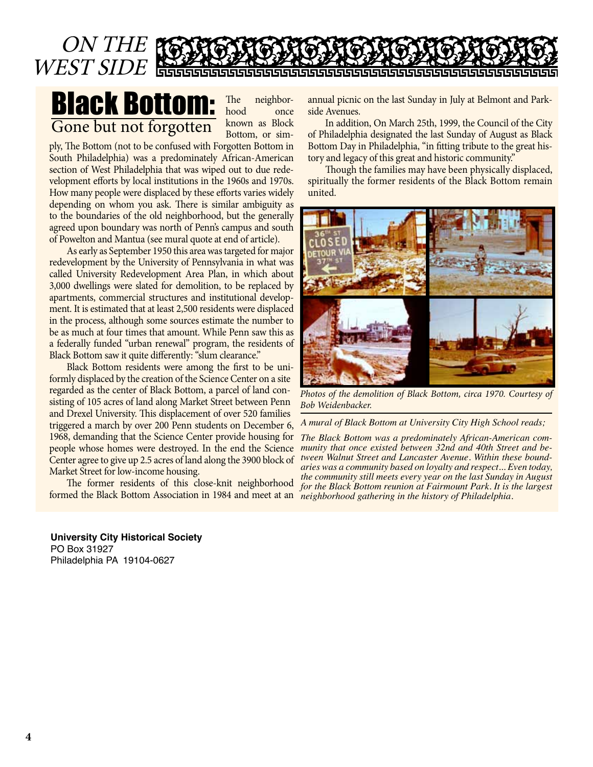# Black Bottom:

## Gone but not forgotten

The neighborhood once known as Block Bottom, or simply, The Bottom (not to be confused with Forgotten Bottom in South Philadelphia) was a predominately African-American section of West Philadelphia that was wiped out to due redevelopment efforts by local institutions in the 1960s and 1970s. How many people were displaced by these efforts varies widely depending on whom you ask. There is similar ambiguity as to the boundaries of the old neighborhood, but the generally agreed upon boundary was north of Penn's campus and south of Powelton and Mantua (see mural quote at end of article).

As early as September 1950 this area was targeted for major redevelopment by the University of Pennsylvania in what was called University Redevelopment Area Plan, in which about 3,000 dwellings were slated for demolition, to be replaced by apartments, commercial structures and institutional development. It is estimated that at least 2,500 residents were displaced in the process, although some sources estimate the number to be as much at four times that amount. While Penn saw this as a federally funded "urban renewal" program, the residents of Black Bottom saw it quite differently: "slum clearance."

Black Bottom residents were among the first to be uniformly displaced by the creation of the Science Center on a site regarded as the center of Black Bottom, a parcel of land consisting of 105 acres of land along Market Street between Penn and Drexel University. This displacement of over 520 families triggered a march by over 200 Penn students on December 6, 1968, demanding that the Science Center provide housing for people whose homes were destroyed. In the end the Science Center agree to give up 2.5 acres of land along the 3900 block of Market Street for low-income housing.

The former residents of this close-knit neighborhood formed the Black Bottom Association in 1984 and meet at an annual picnic on the last Sunday in July at Belmont and Parkside Avenues.

In addition, On March 25th, 1999, the Council of the City of Philadelphia designated the last Sunday of August as Black Bottom Day in Philadelphia, "in fitting tribute to the great history and legacy of this great and historic community."

Though the families may have been physically displaced, spiritually the former residents of the Black Bottom remain united.

*Photos of the demolition of Black Bottom, circa 1970. Courtesy of Bob Weidenbacker.*

*A mural of Black Bottom at University City High School reads;*

*The Black Bottom was a predominately African-American community that once existed between 32nd and 40th Street and between Walnut Street and Lancaster Avenue. Within these boundaries was a community based on loyalty and respect… Even today, the community still meets every year on the last Sunday in August for the Black Bottom reunion at Fairmount Park. It is the largest neighborhood gathering in the history of Philadelphia.*

**University City Historical Society**
PO Box 31927
Philadelphia PA 19104-0627